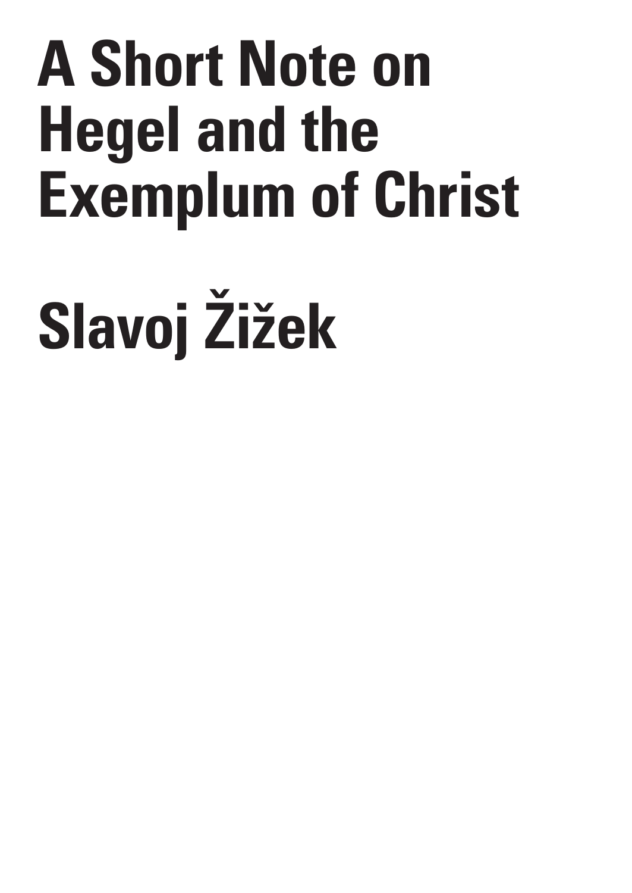# A Short Note on Hegel and the Exemplum of Christ

## Slavoj Žižek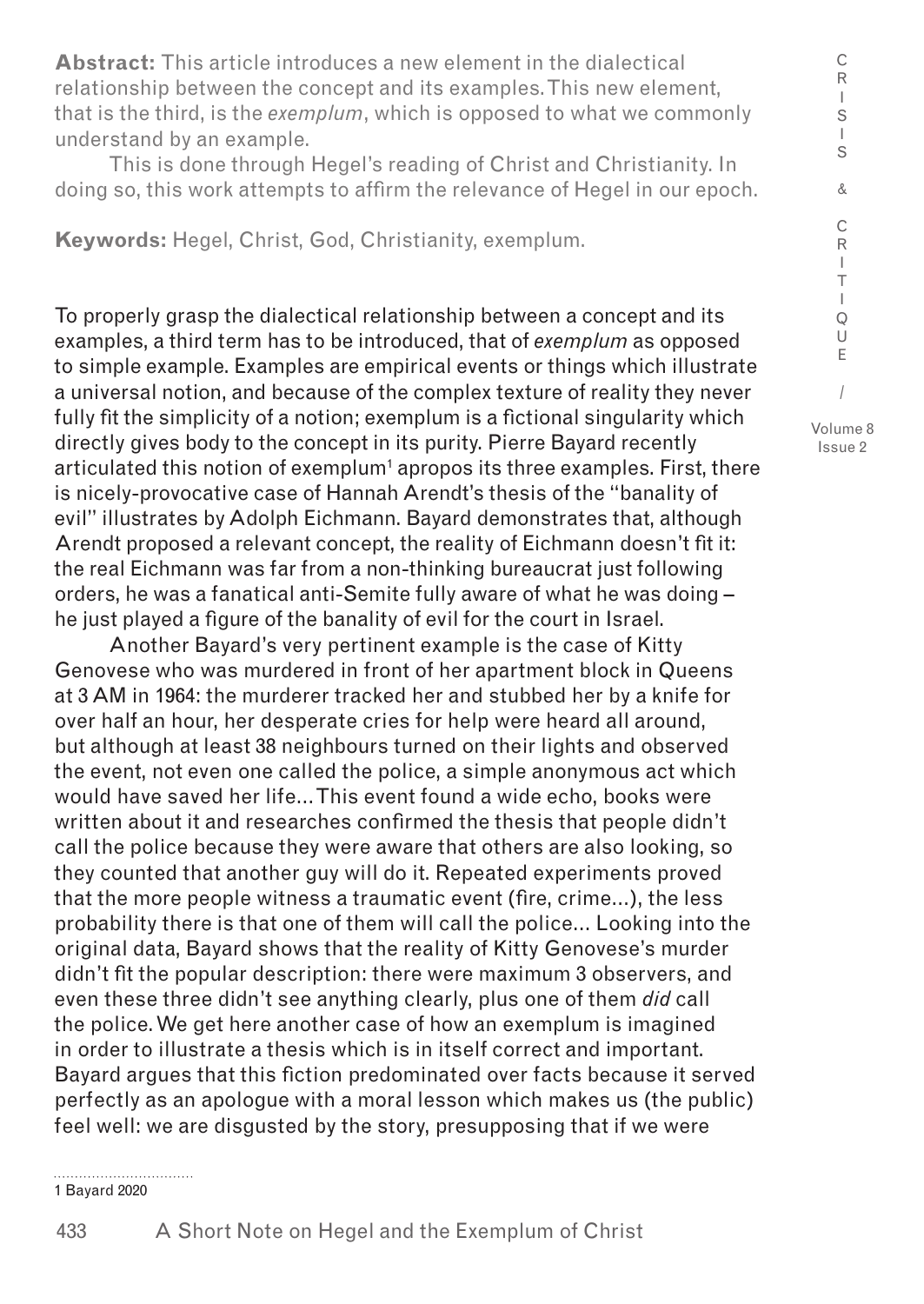**Abstract:** This article introduces a new element in the dialectical relationship between the concept and its examples. This new element, that is the third, is the *exemplum*, which is opposed to what we commonly understand by an example.

This is done through Hegel's reading of Christ and Christianity. In doing so, this work attempts to affirm the relevance of Hegel in our epoch.

**Keywords:** Hegel, Christ, God, Christianity, exemplum.

To properly grasp the dialectical relationship between a concept and its examples, a third term has to be introduced, that of *exemplum* as opposed to simple example. Examples are empirical events or things which illustrate a universal notion, and because of the complex texture of reality they never fully fit the simplicity of a notion; exemplum is a fictional singularity which directly gives body to the concept in its purity. Pierre Bayard recently articulated this notion of exemplum[1] apropos its three examples. First, there is nicely-provocative case of Hannah Arendt's thesis of the "banality of evil" illustrates by Adolph Eichmann. Bayard demonstrates that, although Arendt proposed a relevant concept, the reality of Eichmann doesn't fit it: the real Eichmann was far from a non-thinking bureaucrat just following orders, he was a fanatical anti-Semite fully aware of what he was doing – he just played a figure of the banality of evil for the court in Israel.

Another Bayard's very pertinent example is the case of Kitty Genovese who was murdered in front of her apartment block in Queens at 3 AM in 1964: the murderer tracked her and stubbed her by a knife for over half an hour, her desperate cries for help were heard all around, but although at least 38 neighbours turned on their lights and observed the event, not even one called the police, a simple anonymous act which would have saved her life... This event found a wide echo, books were written about it and researches confirmed the thesis that people didn't call the police because they were aware that others are also looking, so they counted that another guy will do it. Repeated experiments proved that the more people witness a traumatic event (fire, crime...), the less probability there is that one of them will call the police... Looking into the original data, Bayard shows that the reality of Kitty Genovese's murder didn't fit the popular description: there were maximum 3 observers, and even these three didn't see anything clearly, plus one of them *did* call the police. We get here another case of how an exemplum is imagined in order to illustrate a thesis which is in itself correct and important. Bayard argues that this fiction predominated over facts because it served perfectly as an apologue with a moral lesson which makes us (the public) feel well: we are disgusted by the story, presupposing that if we were

1 Bayard 2020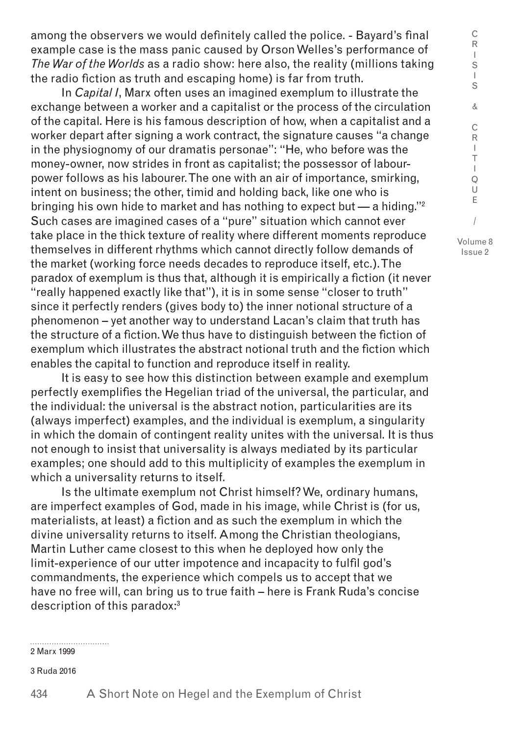among the observers we would definitely called the police. - Bayard's final example case is the mass panic caused by Orson Welles's performance of *The War of the Worlds* as a radio show: here also, the reality (millions taking the radio fiction as truth and escaping home) is far from truth.

In *Capital I*, Marx often uses an imagined exemplum to illustrate the exchange between a worker and a capitalist or the process of the circulation of the capital. Here is his famous description of how, when a capitalist and a worker depart after signing a work contract, the signature causes "a change in the physiognomy of our dramatis personae": "He, who before was the money-owner, now strides in front as capitalist; the possessor of labour-power follows as his labourer. The one with an air of importance, smirking, intent on business; the other, timid and holding back, like one who is bringing his own hide to market and has nothing to expect but — a hiding."[2] Such cases are imagined cases of a "pure" situation which cannot ever take place in the thick texture of reality where different moments reproduce themselves in different rhythms which cannot directly follow demands of the market (working force needs decades to reproduce itself, etc.). The paradox of exemplum is thus that, although it is empirically a fiction (it never "really happened exactly like that"), it is in some sense "closer to truth" since it perfectly renders (gives body to) the inner notional structure of a phenomenon – yet another way to understand Lacan's claim that truth has the structure of a fiction. We thus have to distinguish between the fiction of exemplum which illustrates the abstract notional truth and the fiction which enables the capital to function and reproduce itself in reality.

It is easy to see how this distinction between example and exemplum perfectly exemplifies the Hegelian triad of the universal, the particular, and the individual: the universal is the abstract notion, particularities are its (always imperfect) examples, and the individual is exemplum, a singularity in which the domain of contingent reality unites with the universal. It is thus not enough to insist that universality is always mediated by its particular examples; one should add to this multiplicity of examples the exemplum in which a universality returns to itself.

Is the ultimate exemplum not Christ himself? We, ordinary humans, are imperfect examples of God, made in his image, while Christ is (for us, materialists, at least) a fiction and as such the exemplum in which the divine universality returns to itself. Among the Christian theologians, Martin Luther came closest to this when he deployed how only the limit-experience of our utter impotence and incapacity to fulfil god's commandments, the experience which compels us to accept that we have no free will, can bring us to true faith – here is Frank Ruda's concise description of this paradox:[3]

---

2 Marx 1999

3 Ruda 2016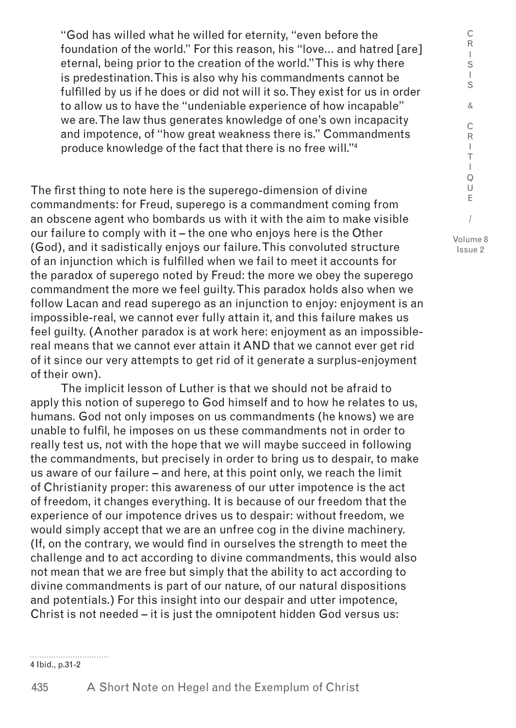> "God has willed what he willed for eternity, "even before the foundation of the world." For this reason, his "love… and hatred [are] eternal, being prior to the creation of the world." This is why there is predestination. This is also why his commandments cannot be fulfilled by us if he does or did not will it so. They exist for us in order to allow us to have the "undeniable experience of how incapable" we are. The law thus generates knowledge of one's own incapacity and impotence, of "how great weakness there is." Commandments produce knowledge of the fact that there is no free will."[4]

The first thing to note here is the superego-dimension of divine commandments: for Freud, superego is a commandment coming from an obscene agent who bombards us with it with the aim to make visible our failure to comply with it – the one who enjoys here is the Other (God), and it sadistically enjoys our failure. This convoluted structure of an injunction which is fulfilled when we fail to meet it accounts for the paradox of superego noted by Freud: the more we obey the superego commandment the more we feel guilty. This paradox holds also when we follow Lacan and read superego as an injunction to enjoy: enjoyment is an impossible-real, we cannot ever fully attain it, and this failure makes us feel guilty. (Another paradox is at work here: enjoyment as an impossible-real means that we cannot ever attain it AND that we cannot ever get rid of it since our very attempts to get rid of it generate a surplus-enjoyment of their own).

The implicit lesson of Luther is that we should not be afraid to apply this notion of superego to God himself and to how he relates to us, humans. God not only imposes on us commandments (he knows) we are unable to fulfil, he imposes on us these commandments not in order to really test us, not with the hope that we will maybe succeed in following the commandments, but precisely in order to bring us to despair, to make us aware of our failure – and here, at this point only, we reach the limit of Christianity proper: this awareness of our utter impotence is the act of freedom, it changes everything. It is because of our freedom that the experience of our impotence drives us to despair: without freedom, we would simply accept that we are an unfree cog in the divine machinery. (If, on the contrary, we would find in ourselves the strength to meet the challenge and to act according to divine commandments, this would also not mean that we are free but simply that the ability to act according to divine commandments is part of our nature, of our natural dispositions and potentials.) For this insight into our despair and utter impotence, Christ is not needed – it is just the omnipotent hidden God versus us:

4 Ibid., p.31-2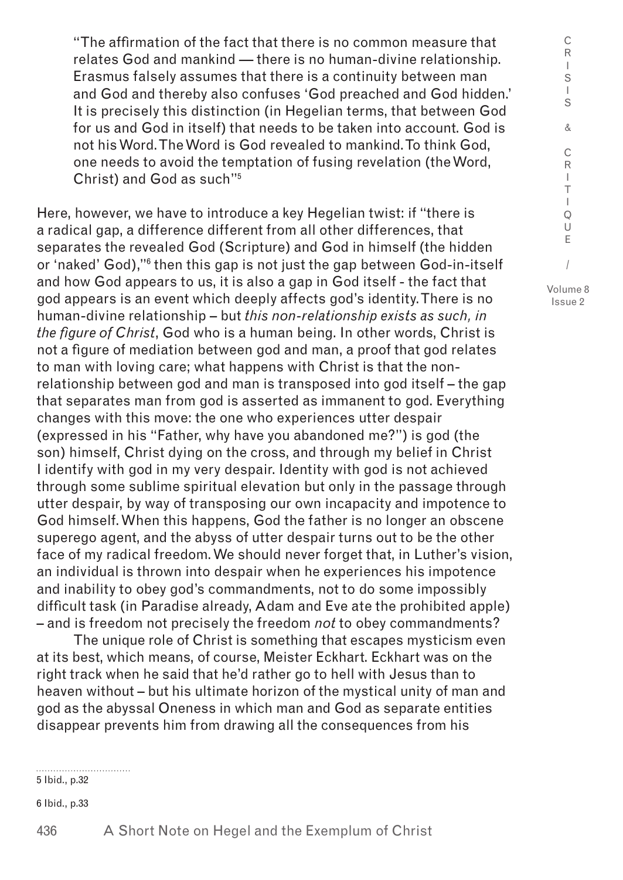> "The affirmation of the fact that there is no common measure that relates God and mankind — there is no human-divine relationship. Erasmus falsely assumes that there is a continuity between man and God and thereby also confuses 'God preached and God hidden.' It is precisely this distinction (in Hegelian terms, that between God for us and God in itself) that needs to be taken into account. God is not his Word. The Word is God revealed to mankind. To think God, one needs to avoid the temptation of fusing revelation (the Word, Christ) and God as such"[5]

Here, however, we have to introduce a key Hegelian twist: if "there is a radical gap, a difference different from all other differences, that separates the revealed God (Scripture) and God in himself (the hidden or 'naked' God),"[6] then this gap is not just the gap between God-in-itself and how God appears to us, it is also a gap in God itself - the fact that god appears is an event which deeply affects god's identity. There is no human-divine relationship – but *this non-relationship exists as such, in the figure of Christ*, God who is a human being. In other words, Christ is not a figure of mediation between god and man, a proof that god relates to man with loving care; what happens with Christ is that the non-relationship between god and man is transposed into god itself – the gap that separates man from god is asserted as immanent to god. Everything changes with this move: the one who experiences utter despair (expressed in his "Father, why have you abandoned me?") is god (the son) himself, Christ dying on the cross, and through my belief in Christ I identify with god in my very despair. Identity with god is not achieved through some sublime spiritual elevation but only in the passage through utter despair, by way of transposing our own incapacity and impotence to God himself. When this happens, God the father is no longer an obscene superego agent, and the abyss of utter despair turns out to be the other face of my radical freedom. We should never forget that, in Luther's vision, an individual is thrown into despair when he experiences his impotence and inability to obey god's commandments, not to do some impossibly difficult task (in Paradise already, Adam and Eve ate the prohibited apple) – and is freedom not precisely the freedom *not* to obey commandments?

The unique role of Christ is something that escapes mysticism even at its best, which means, of course, Meister Eckhart. Eckhart was on the right track when he said that he'd rather go to hell with Jesus than to heaven without – but his ultimate horizon of the mystical unity of man and god as the abyssal Oneness in which man and God as separate entities disappear prevents him from drawing all the consequences from his

---

5 Ibid., p.32

6 Ibid., p.33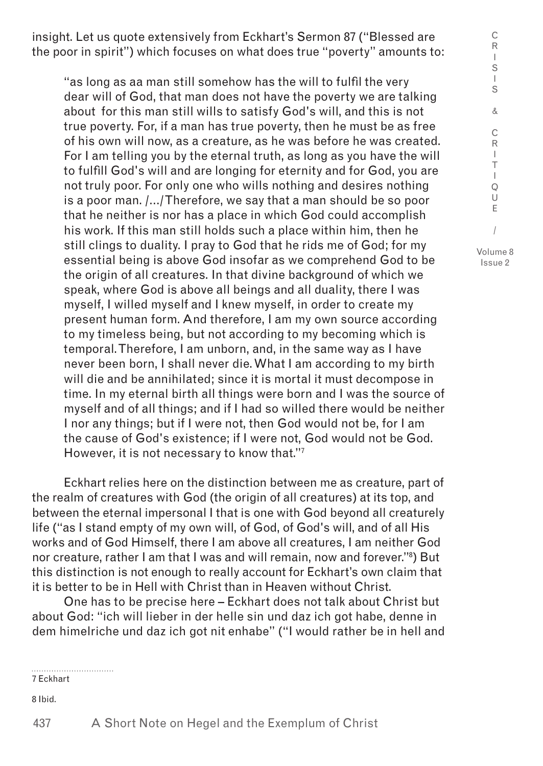insight. Let us quote extensively from Eckhart's Sermon 87 ("Blessed are the poor in spirit") which focuses on what does true "poverty" amounts to:

> "as long as aa man still somehow has the will to fulfil the very dear will of God, that man does not have the poverty we are talking about for this man still wills to satisfy God's will, and this is not true poverty. For, if a man has true poverty, then he must be as free of his own will now, as a creature, as he was before he was created. For I am telling you by the eternal truth, as long as you have the will to fulfill God's will and are longing for eternity and for God, you are not truly poor. For only one who wills nothing and desires nothing is a poor man. /…/Therefore, we say that a man should be so poor that he neither is nor has a place in which God could accomplish his work. If this man still holds such a place within him, then he still clings to duality. I pray to God that he rids me of God; for my essential being is above God insofar as we comprehend God to be the origin of all creatures. In that divine background of which we speak, where God is above all beings and all duality, there I was myself, I willed myself and I knew myself, in order to create my present human form. And therefore, I am my own source according to my timeless being, but not according to my becoming which is temporal. Therefore, I am unborn, and, in the same way as I have never been born, I shall never die. What I am according to my birth will die and be annihilated; since it is mortal it must decompose in time. In my eternal birth all things were born and I was the source of myself and of all things; and if I had so willed there would be neither I nor any things; but if I were not, then God would not be, for I am the cause of God's existence; if I were not, God would not be God. However, it is not necessary to know that."[7]

Eckhart relies here on the distinction between me as creature, part of the realm of creatures with God (the origin of all creatures) at its top, and between the eternal impersonal I that is one with God beyond all creaturely life ("as I stand empty of my own will, of God, of God's will, and of all His works and of God Himself, there I am above all creatures, I am neither God nor creature, rather I am that I was and will remain, now and forever."[8]) But this distinction is not enough to really account for Eckhart's own claim that it is better to be in Hell with Christ than in Heaven without Christ.

One has to be precise here – Eckhart does not talk about Christ but about God: "ich will lieber in der helle sin und daz ich got habe, denne in dem himelriche und daz ich got nit enhabe" ("I would rather be in hell and

7 Eckhart

8 Ibid.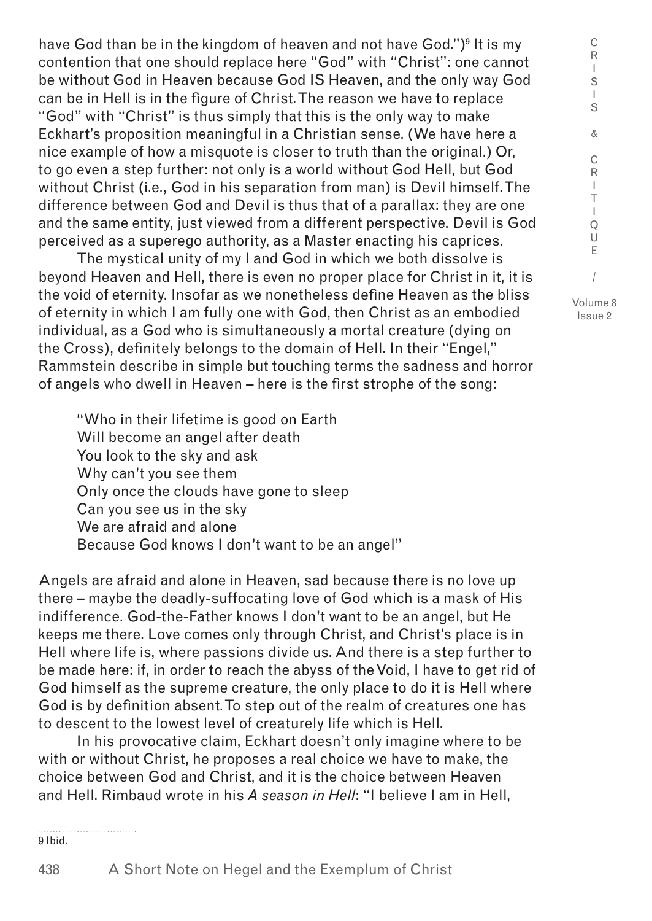have God than be in the kingdom of heaven and not have God.")[9] It is my contention that one should replace here "God" with "Christ": one cannot be without God in Heaven because God IS Heaven, and the only way God can be in Hell is in the figure of Christ. The reason we have to replace "God" with "Christ" is thus simply that this is the only way to make Eckhart's proposition meaningful in a Christian sense. (We have here a nice example of how a misquote is closer to truth than the original.) Or, to go even a step further: not only is a world without God Hell, but God without Christ (i.e., God in his separation from man) is Devil himself. The difference between God and Devil is thus that of a parallax: they are one and the same entity, just viewed from a different perspective. Devil is God perceived as a superego authority, as a Master enacting his caprices.

The mystical unity of my I and God in which we both dissolve is beyond Heaven and Hell, there is even no proper place for Christ in it, it is the void of eternity. Insofar as we nonetheless define Heaven as the bliss of eternity in which I am fully one with God, then Christ as an embodied individual, as a God who is simultaneously a mortal creature (dying on the Cross), definitely belongs to the domain of Hell. In their "Engel," Rammstein describe in simple but touching terms the sadness and horror of angels who dwell in Heaven – here is the first strophe of the song:

> "Who in their lifetime is good on Earth
> Will become an angel after death
> You look to the sky and ask
> Why can't you see them
> Only once the clouds have gone to sleep
> Can you see us in the sky
> We are afraid and alone
> Because God knows I don't want to be an angel"

Angels are afraid and alone in Heaven, sad because there is no love up there – maybe the deadly-suffocating love of God which is a mask of His indifference. God-the-Father knows I don't want to be an angel, but He keeps me there. Love comes only through Christ, and Christ's place is in Hell where life is, where passions divide us. And there is a step further to be made here: if, in order to reach the abyss of the Void, I have to get rid of God himself as the supreme creature, the only place to do it is Hell where God is by definition absent. To step out of the realm of creatures one has to descent to the lowest level of creaturely life which is Hell.

In his provocative claim, Eckhart doesn't only imagine where to be with or without Christ, he proposes a real choice we have to make, the choice between God and Christ, and it is the choice between Heaven and Hell. Rimbaud wrote in his *A season in Hell*: "I believe I am in Hell,

---

9 Ibid.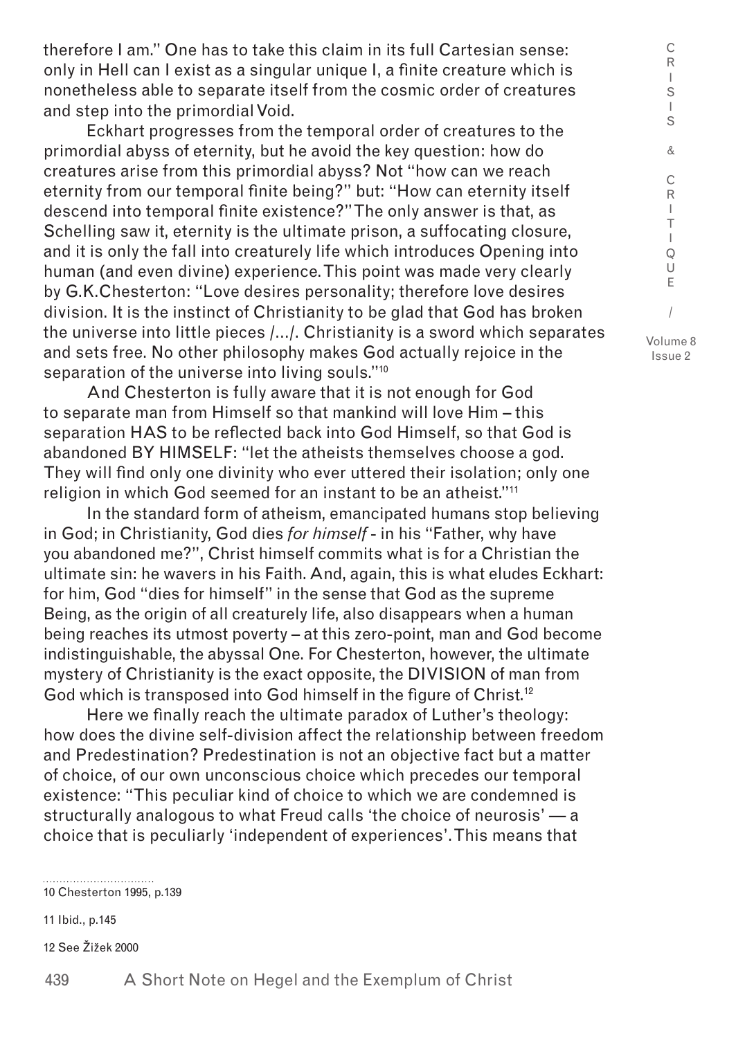therefore I am." One has to take this claim in its full Cartesian sense: only in Hell can I exist as a singular unique I, a finite creature which is nonetheless able to separate itself from the cosmic order of creatures and step into the primordial Void.

Eckhart progresses from the temporal order of creatures to the primordial abyss of eternity, but he avoid the key question: how do creatures arise from this primordial abyss? Not "how can we reach eternity from our temporal finite being?" but: "How can eternity itself descend into temporal finite existence?" The only answer is that, as Schelling saw it, eternity is the ultimate prison, a suffocating closure, and it is only the fall into creaturely life which introduces Opening into human (and even divine) experience. This point was made very clearly by G.K.Chesterton: "Love desires personality; therefore love desires division. It is the instinct of Christianity to be glad that God has broken the universe into little pieces /…/. Christianity is a sword which separates and sets free. No other philosophy makes God actually rejoice in the separation of the universe into living souls."[10]

And Chesterton is fully aware that it is not enough for God to separate man from Himself so that mankind will love Him – this separation HAS to be reflected back into God Himself, so that God is abandoned BY HIMSELF: "let the atheists themselves choose a god. They will find only one divinity who ever uttered their isolation; only one religion in which God seemed for an instant to be an atheist."[11]

In the standard form of atheism, emancipated humans stop believing in God; in Christianity, God dies *for himself* - in his "Father, why have you abandoned me?", Christ himself commits what is for a Christian the ultimate sin: he wavers in his Faith. And, again, this is what eludes Eckhart: for him, God "dies for himself" in the sense that God as the supreme Being, as the origin of all creaturely life, also disappears when a human being reaches its utmost poverty – at this zero-point, man and God become indistinguishable, the abyssal One. For Chesterton, however, the ultimate mystery of Christianity is the exact opposite, the DIVISION of man from God which is transposed into God himself in the figure of Christ.[12]

Here we finally reach the ultimate paradox of Luther's theology: how does the divine self-division affect the relationship between freedom and Predestination? Predestination is not an objective fact but a matter of choice, of our own unconscious choice which precedes our temporal existence: "This peculiar kind of choice to which we are condemned is structurally analogous to what Freud calls 'the choice of neurosis' — a choice that is peculiarly 'independent of experiences'. This means that

---

10 Chesterton 1995, p.139

11 Ibid., p.145

12 See Žižek 2000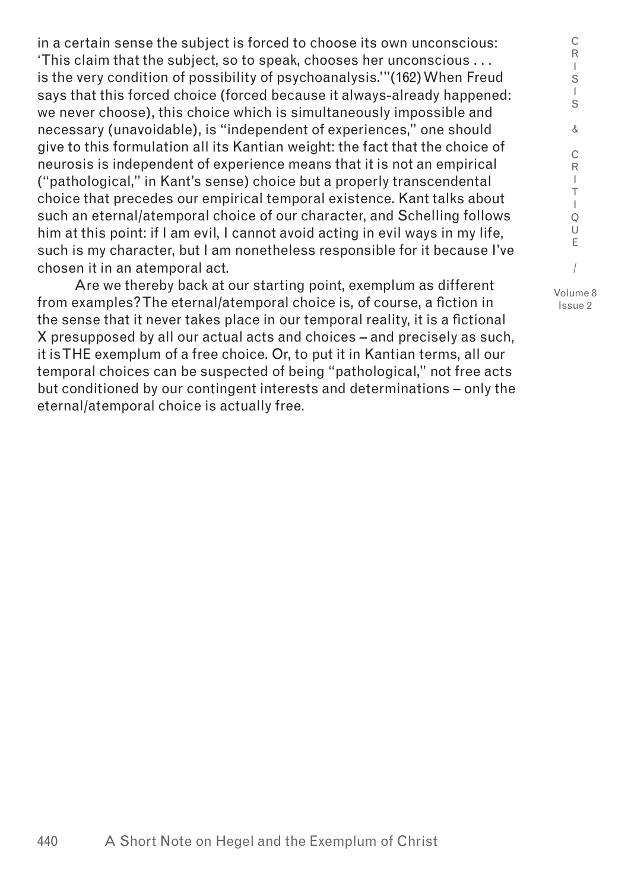in a certain sense the subject is forced to choose its own unconscious: 'This claim that the subject, so to speak, chooses her unconscious . . . is the very condition of possibility of psychoanalysis.'"(162) When Freud says that this forced choice (forced because it always-already happened: we never choose), this choice which is simultaneously impossible and necessary (unavoidable), is "independent of experiences," one should give to this formulation all its Kantian weight: the fact that the choice of neurosis is independent of experience means that it is not an empirical ("pathological," in Kant's sense) choice but a properly transcendental choice that precedes our empirical temporal existence. Kant talks about such an eternal/atemporal choice of our character, and Schelling follows him at this point: if I am evil, I cannot avoid acting in evil ways in my life, such is my character, but I am nonetheless responsible for it because I've chosen it in an atemporal act.

Are we thereby back at our starting point, exemplum as different from examples? The eternal/atemporal choice is, of course, a fiction in the sense that it never takes place in our temporal reality, it is a fictional X presupposed by all our actual acts and choices – and precisely as such, it is THE exemplum of a free choice. Or, to put it in Kantian terms, all our temporal choices can be suspected of being "pathological," not free acts but conditioned by our contingent interests and determinations – only the eternal/atemporal choice is actually free.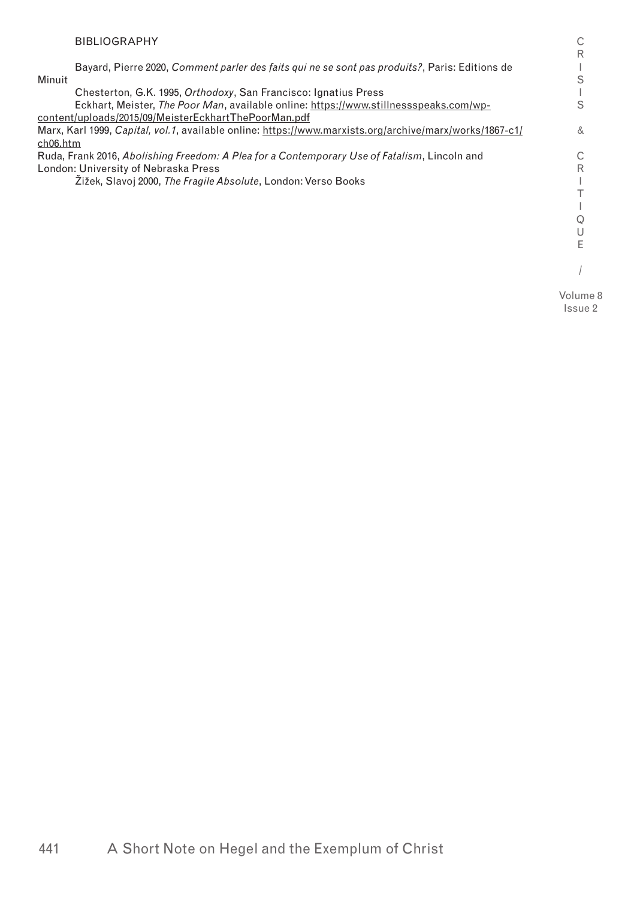## BIBLIOGRAPHY

Bayard, Pierre 2020, *Comment parler des faits qui ne se sont pas produits?*, Paris: Editions de Minuit

Chesterton, G.K. 1995, *Orthodoxy*, San Francisco: Ignatius Press

Eckhart, Meister, *The Poor Man*, available online: https://www.stillnessspeaks.com/wp-content/uploads/2015/09/MeisterEckhartThePoorMan.pdf

Marx, Karl 1999, *Capital, vol.1*, available online: https://www.marxists.org/archive/marx/works/1867-c1/ch06.htm

Ruda, Frank 2016, *Abolishing Freedom: A Plea for a Contemporary Use of Fatalism*, Lincoln and London: University of Nebraska Press

Žižek, Slavoj 2000, *The Fragile Absolute*, London: Verso Books